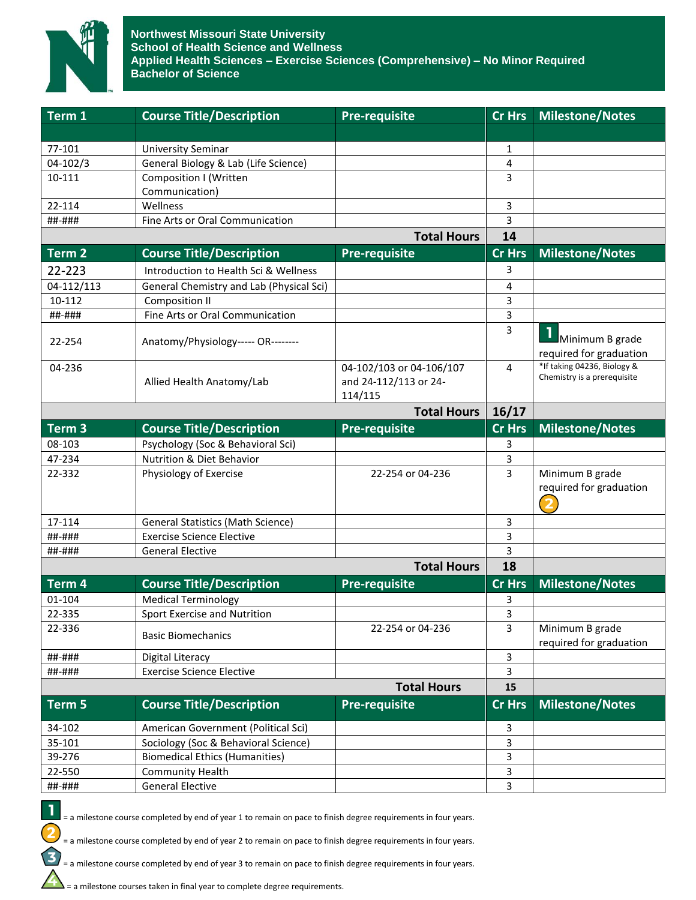# Northwest Missouri State University
## School of Health Science and Wellness
## Applied Health Sciences – Exercise Sciences (Comprehensive) – No Minor Required
## Bachelor of Science

| Term 1 | Course Title/Description | Pre-requisite | Cr Hrs | Milestone/Notes |
|---|---|---|---|---|
| 77-101 | University Seminar | | 1 | |
| 04-102/3 | General Biology & Lab (Life Science) | | 4 | |
| 10-111 | Composition I (Written Communication) | | 3 | |
| 22-114 | Wellness | | 3 | |
| ##-### | Fine Arts or Oral Communication | | 3 | |
| | | **Total Hours** | **14** | |

| Term 2 | Course Title/Description | Pre-requisite | Cr Hrs | Milestone/Notes |
|---|---|---|---|---|
| 22-223 | Introduction to Health Sci & Wellness | | 3 | |
| 04-112/113 | General Chemistry and Lab (Physical Sci) | | 4 | |
| 10-112 | Composition II | | 3 | |
| ##-### | Fine Arts or Oral Communication | | 3 | |
| 22-254 | Anatomy/Physiology----- OR-------- | | 3 | 1 Minimum B grade required for graduation |
| 04-236 | Allied Health Anatomy/Lab | 04-102/103 or 04-106/107 and 24-112/113 or 24-114/115 | 4 | *If taking 04236, Biology & Chemistry is a prerequisite |
| | | **Total Hours** | **16/17** | |

| Term 3 | Course Title/Description | Pre-requisite | Cr Hrs | Milestone/Notes |
|---|---|---|---|---|
| 08-103 | Psychology (Soc & Behavioral Sci) | | 3 | |
| 47-234 | Nutrition & Diet Behavior | | 3 | |
| 22-332 | Physiology of Exercise | 22-254 or 04-236 | 3 | Minimum B grade required for graduation 2 |
| 17-114 | General Statistics (Math Science) | | 3 | |
| ##-### | Exercise Science Elective | | 3 | |
| ##-### | General Elective | | 3 | |
| | | **Total Hours** | **18** | |

| Term 4 | Course Title/Description | Pre-requisite | Cr Hrs | Milestone/Notes |
|---|---|---|---|---|
| 01-104 | Medical Terminology | | 3 | |
| 22-335 | Sport Exercise and Nutrition | | 3 | |
| 22-336 | Basic Biomechanics | 22-254 or 04-236 | 3 | Minimum B grade required for graduation |
| ##-### | Digital Literacy | | 3 | |
| ##-### | Exercise Science Elective | | 3 | |
| | | **Total Hours** | **15** | |

| Term 5 | Course Title/Description | Pre-requisite | Cr Hrs | Milestone/Notes |
|---|---|---|---|---|
| 34-102 | American Government (Political Sci) | | 3 | |
| 35-101 | Sociology (Soc & Behavioral Science) | | 3 | |
| 39-276 | Biomedical Ethics (Humanities) | | 3 | |
| 22-550 | Community Health | | 3 | |
| ##-### | General Elective | | 3 | |

1 = a milestone course completed by end of year 1 to remain on pace to finish degree requirements in four years.

2 = a milestone course completed by end of year 2 to remain on pace to finish degree requirements in four years.

3 = a milestone course completed by end of year 3 to remain on pace to finish degree requirements in four years.

4 = a milestone courses taken in final year to complete degree requirements.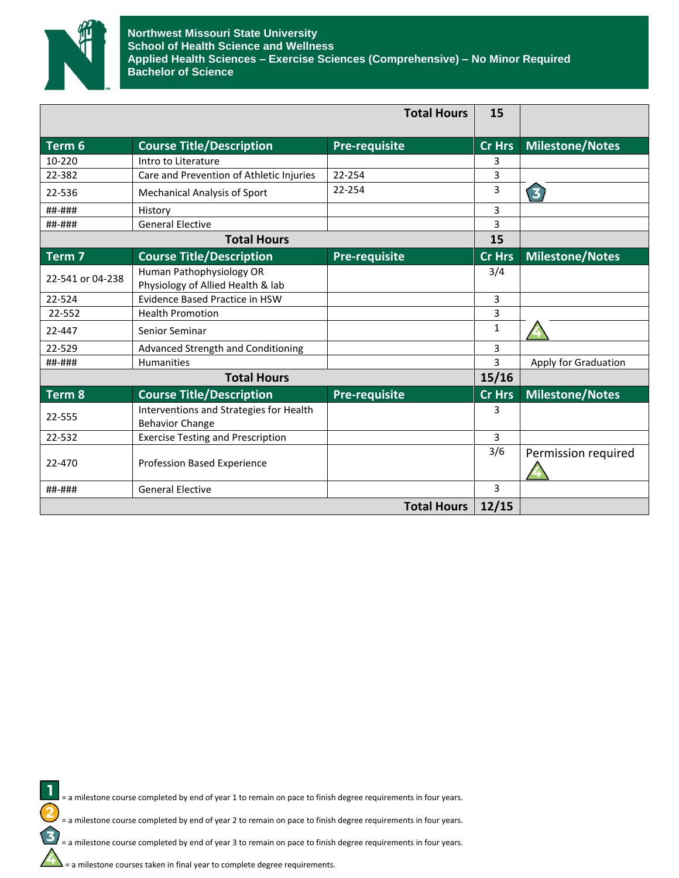**Northwest Missouri State University**
**School of Health Science and Wellness**
**Applied Health Sciences – Exercise Sciences (Comprehensive) – No Minor Required**
**Bachelor of Science**

| | | | | |
|---|---|---|---|---|
| | | **Total Hours** | **15** | |
| **Term 6** | **Course Title/Description** | **Pre-requisite** | **Cr Hrs** | **Milestone/Notes** |
| 10-220 | Intro to Literature | | 3 | |
| 22-382 | Care and Prevention of Athletic Injuries | 22-254 | 3 | |
| 22-536 | Mechanical Analysis of Sport | 22-254 | 3 | 3 |
| ##-### | History | | 3 | |
| ##-### | General Elective | | 3 | |
| | **Total Hours** | | **15** | |
| **Term 7** | **Course Title/Description** | **Pre-requisite** | **Cr Hrs** | **Milestone/Notes** |
| 22-541 or 04-238 | Human Pathophysiology OR Physiology of Allied Health & lab | | 3/4 | |
| 22-524 | Evidence Based Practice in HSW | | 3 | |
| 22-552 | Health Promotion | | 3 | |
| 22-447 | Senior Seminar | | 1 | 4 |
| 22-529 | Advanced Strength and Conditioning | | 3 | |
| ##-### | Humanities | | 3 | Apply for Graduation |
| | **Total Hours** | | **15/16** | |
| **Term 8** | **Course Title/Description** | **Pre-requisite** | **Cr Hrs** | **Milestone/Notes** |
| 22-555 | Interventions and Strategies for Health Behavior Change | | 3 | |
| 22-532 | Exercise Testing and Prescription | | 3 | |
| 22-470 | Profession Based Experience | | 3/6 | Permission required 4 |
| ##-### | General Elective | | 3 | |
| | | **Total Hours** | **12/15** | |

1 = a milestone course completed by end of year 1 to remain on pace to finish degree requirements in four years.

2 = a milestone course completed by end of year 2 to remain on pace to finish degree requirements in four years.

3 = a milestone course completed by end of year 3 to remain on pace to finish degree requirements in four years.

4 = a milestone courses taken in final year to complete degree requirements.